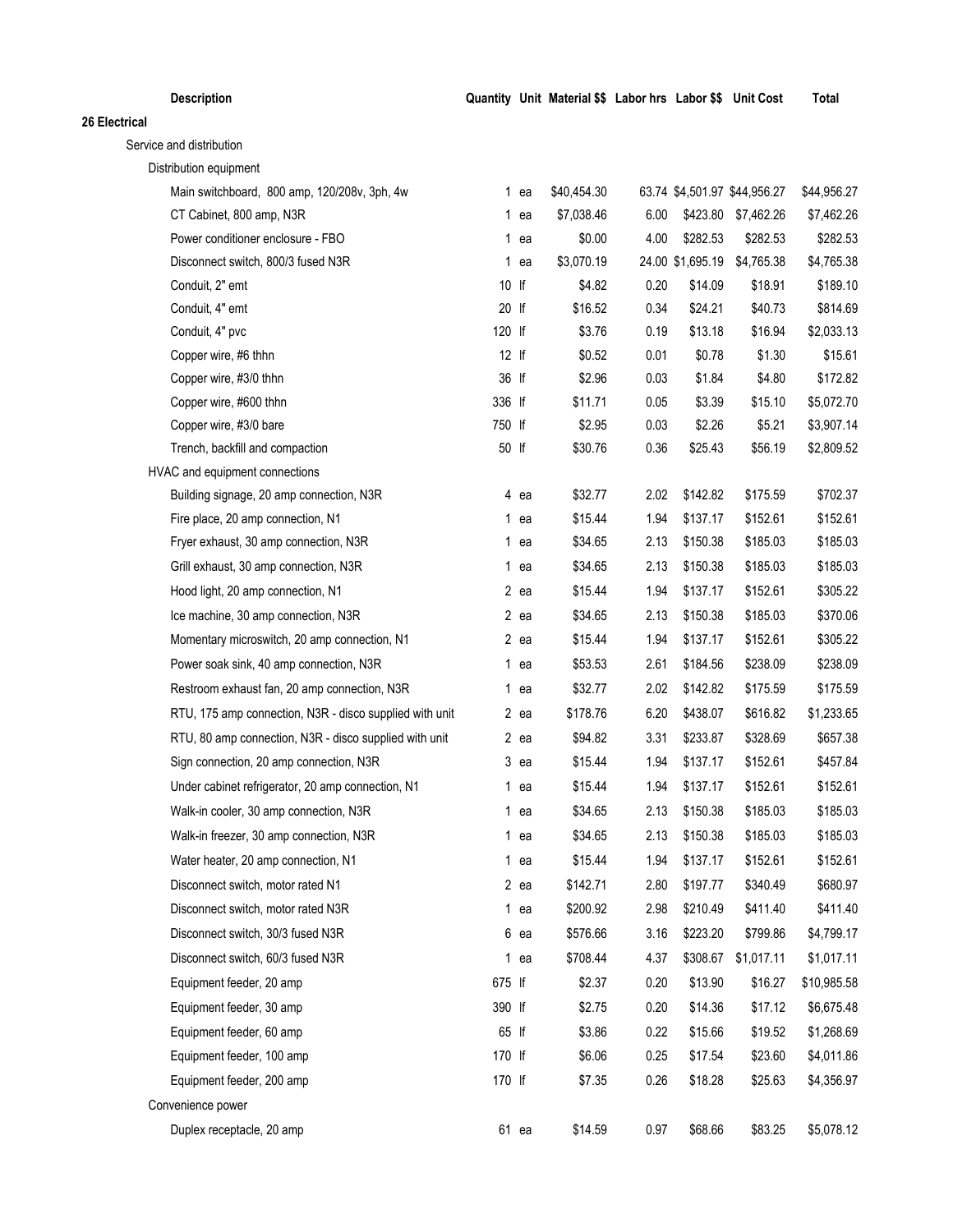| Description | Quantity | Unit | Material $$ | Labor hrs | Labor $$ | Unit Cost | Total |
|---|---|---|---|---|---|---|---|
| **26 Electrical** | | | | | | | |
| Service and distribution | | | | | | | |
| Distribution equipment | | | | | | | |
| Main switchboard, 800 amp, 120/208v, 3ph, 4w | 1 | ea | $40,454.30 | 63.74 | $4,501.97 | $44,956.27 | $44,956.27 |
| CT Cabinet, 800 amp, N3R | 1 | ea | $7,038.46 | 6.00 | $423.80 | $7,462.26 | $7,462.26 |
| Power conditioner enclosure - FBO | 1 | ea | $0.00 | 4.00 | $282.53 | $282.53 | $282.53 |
| Disconnect switch, 800/3 fused N3R | 1 | ea | $3,070.19 | 24.00 | $1,695.19 | $4,765.38 | $4,765.38 |
| Conduit, 2" emt | 10 | lf | $4.82 | 0.20 | $14.09 | $18.91 | $189.10 |
| Conduit, 4" emt | 20 | lf | $16.52 | 0.34 | $24.21 | $40.73 | $814.69 |
| Conduit, 4" pvc | 120 | lf | $3.76 | 0.19 | $13.18 | $16.94 | $2,033.13 |
| Copper wire, #6 thhn | 12 | lf | $0.52 | 0.01 | $0.78 | $1.30 | $15.61 |
| Copper wire, #3/0 thhn | 36 | lf | $2.96 | 0.03 | $1.84 | $4.80 | $172.82 |
| Copper wire, #600 thhn | 336 | lf | $11.71 | 0.05 | $3.39 | $15.10 | $5,072.70 |
| Copper wire, #3/0 bare | 750 | lf | $2.95 | 0.03 | $2.26 | $5.21 | $3,907.14 |
| Trench, backfill and compaction | 50 | lf | $30.76 | 0.36 | $25.43 | $56.19 | $2,809.52 |
| HVAC and equipment connections | | | | | | | |
| Building signage, 20 amp connection, N3R | 4 | ea | $32.77 | 2.02 | $142.82 | $175.59 | $702.37 |
| Fire place, 20 amp connection, N1 | 1 | ea | $15.44 | 1.94 | $137.17 | $152.61 | $152.61 |
| Fryer exhaust, 30 amp connection, N3R | 1 | ea | $34.65 | 2.13 | $150.38 | $185.03 | $185.03 |
| Grill exhaust, 30 amp connection, N3R | 1 | ea | $34.65 | 2.13 | $150.38 | $185.03 | $185.03 |
| Hood light, 20 amp connection, N1 | 2 | ea | $15.44 | 1.94 | $137.17 | $152.61 | $305.22 |
| Ice machine, 30 amp connection, N3R | 2 | ea | $34.65 | 2.13 | $150.38 | $185.03 | $370.06 |
| Momentary microswitch, 20 amp connection, N1 | 2 | ea | $15.44 | 1.94 | $137.17 | $152.61 | $305.22 |
| Power soak sink, 40 amp connection, N3R | 1 | ea | $53.53 | 2.61 | $184.56 | $238.09 | $238.09 |
| Restroom exhaust fan, 20 amp connection, N3R | 1 | ea | $32.77 | 2.02 | $142.82 | $175.59 | $175.59 |
| RTU, 175 amp connection, N3R - disco supplied with unit | 2 | ea | $178.76 | 6.20 | $438.07 | $616.82 | $1,233.65 |
| RTU, 80 amp connection, N3R - disco supplied with unit | 2 | ea | $94.82 | 3.31 | $233.87 | $328.69 | $657.38 |
| Sign connection, 20 amp connection, N3R | 3 | ea | $15.44 | 1.94 | $137.17 | $152.61 | $457.84 |
| Under cabinet refrigerator, 20 amp connection, N1 | 1 | ea | $15.44 | 1.94 | $137.17 | $152.61 | $152.61 |
| Walk-in cooler, 30 amp connection, N3R | 1 | ea | $34.65 | 2.13 | $150.38 | $185.03 | $185.03 |
| Walk-in freezer, 30 amp connection, N3R | 1 | ea | $34.65 | 2.13 | $150.38 | $185.03 | $185.03 |
| Water heater, 20 amp connection, N1 | 1 | ea | $15.44 | 1.94 | $137.17 | $152.61 | $152.61 |
| Disconnect switch, motor rated N1 | 2 | ea | $142.71 | 2.80 | $197.77 | $340.49 | $680.97 |
| Disconnect switch, motor rated N3R | 1 | ea | $200.92 | 2.98 | $210.49 | $411.40 | $411.40 |
| Disconnect switch, 30/3 fused N3R | 6 | ea | $576.66 | 3.16 | $223.20 | $799.86 | $4,799.17 |
| Disconnect switch, 60/3 fused N3R | 1 | ea | $708.44 | 4.37 | $308.67 | $1,017.11 | $1,017.11 |
| Equipment feeder, 20 amp | 675 | lf | $2.37 | 0.20 | $13.90 | $16.27 | $10,985.58 |
| Equipment feeder, 30 amp | 390 | lf | $2.75 | 0.20 | $14.36 | $17.12 | $6,675.48 |
| Equipment feeder, 60 amp | 65 | lf | $3.86 | 0.22 | $15.66 | $19.52 | $1,268.69 |
| Equipment feeder, 100 amp | 170 | lf | $6.06 | 0.25 | $17.54 | $23.60 | $4,011.86 |
| Equipment feeder, 200 amp | 170 | lf | $7.35 | 0.26 | $18.28 | $25.63 | $4,356.97 |
| Convenience power | | | | | | | |
| Duplex receptacle, 20 amp | 61 | ea | $14.59 | 0.97 | $68.66 | $83.25 | $5,078.12 |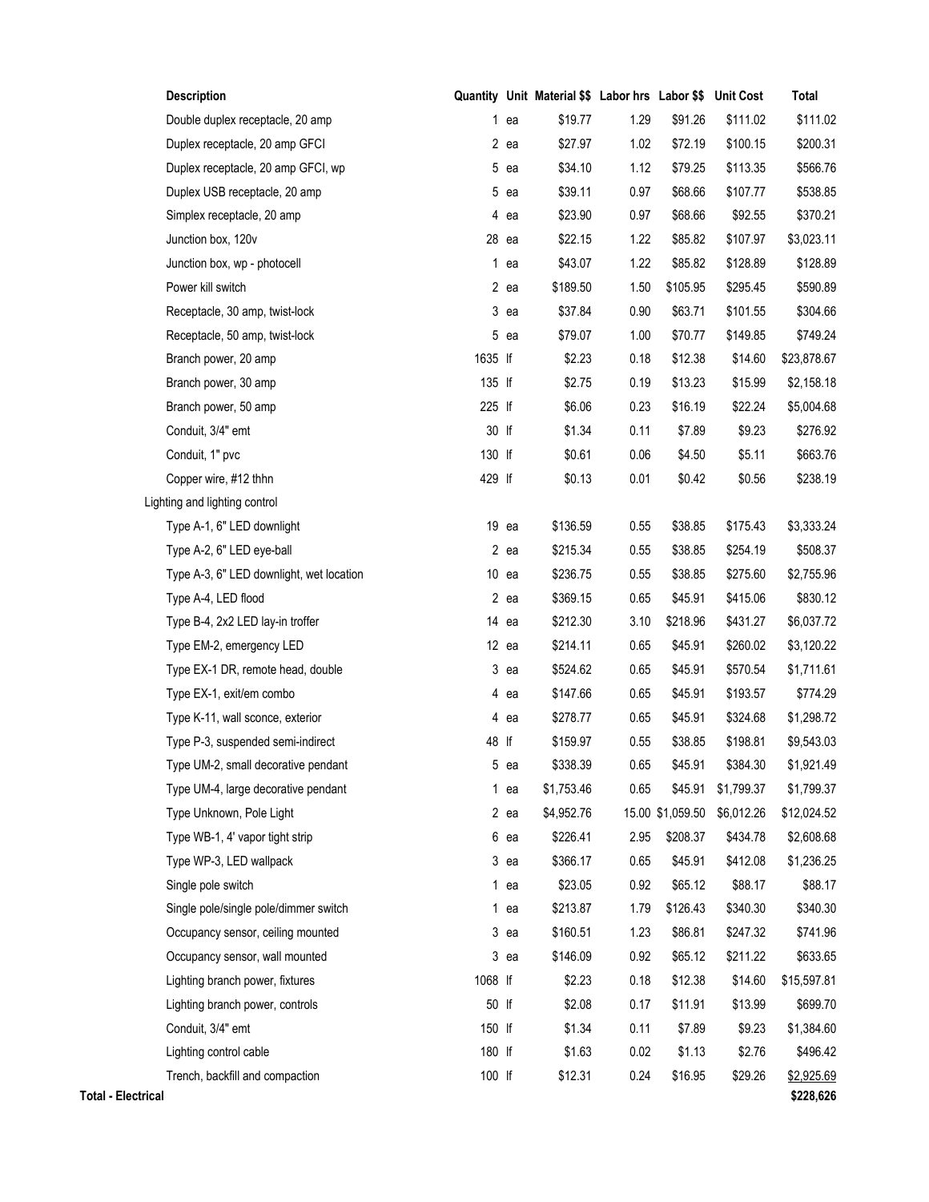| Description | Quantity | Unit | Material $$ | Labor hrs | Labor $$ | Unit Cost | Total |
|---|---|---|---|---|---|---|---|
| Double duplex receptacle, 20 amp | 1 | ea | $19.77 | 1.29 | $91.26 | $111.02 | $111.02 |
| Duplex receptacle, 20 amp GFCI | 2 | ea | $27.97 | 1.02 | $72.19 | $100.15 | $200.31 |
| Duplex receptacle, 20 amp GFCI, wp | 5 | ea | $34.10 | 1.12 | $79.25 | $113.35 | $566.76 |
| Duplex USB receptacle, 20 amp | 5 | ea | $39.11 | 0.97 | $68.66 | $107.77 | $538.85 |
| Simplex receptacle, 20 amp | 4 | ea | $23.90 | 0.97 | $68.66 | $92.55 | $370.21 |
| Junction box, 120v | 28 | ea | $22.15 | 1.22 | $85.82 | $107.97 | $3,023.11 |
| Junction box, wp - photocell | 1 | ea | $43.07 | 1.22 | $85.82 | $128.89 | $128.89 |
| Power kill switch | 2 | ea | $189.50 | 1.50 | $105.95 | $295.45 | $590.89 |
| Receptacle, 30 amp, twist-lock | 3 | ea | $37.84 | 0.90 | $63.71 | $101.55 | $304.66 |
| Receptacle, 50 amp, twist-lock | 5 | ea | $79.07 | 1.00 | $70.77 | $149.85 | $749.24 |
| Branch power, 20 amp | 1635 | lf | $2.23 | 0.18 | $12.38 | $14.60 | $23,878.67 |
| Branch power, 30 amp | 135 | lf | $2.75 | 0.19 | $13.23 | $15.99 | $2,158.18 |
| Branch power, 50 amp | 225 | lf | $6.06 | 0.23 | $16.19 | $22.24 | $5,004.68 |
| Conduit, 3/4" emt | 30 | lf | $1.34 | 0.11 | $7.89 | $9.23 | $276.92 |
| Conduit, 1" pvc | 130 | lf | $0.61 | 0.06 | $4.50 | $5.11 | $663.76 |
| Copper wire, #12 thhn | 429 | lf | $0.13 | 0.01 | $0.42 | $0.56 | $238.19 |
| Lighting and lighting control | | | | | | | |
| Type A-1, 6" LED downlight | 19 | ea | $136.59 | 0.55 | $38.85 | $175.43 | $3,333.24 |
| Type A-2, 6" LED eye-ball | 2 | ea | $215.34 | 0.55 | $38.85 | $254.19 | $508.37 |
| Type A-3, 6" LED downlight, wet location | 10 | ea | $236.75 | 0.55 | $38.85 | $275.60 | $2,755.96 |
| Type A-4, LED flood | 2 | ea | $369.15 | 0.65 | $45.91 | $415.06 | $830.12 |
| Type B-4, 2x2 LED lay-in troffer | 14 | ea | $212.30 | 3.10 | $218.96 | $431.27 | $6,037.72 |
| Type EM-2, emergency LED | 12 | ea | $214.11 | 0.65 | $45.91 | $260.02 | $3,120.22 |
| Type EX-1 DR, remote head, double | 3 | ea | $524.62 | 0.65 | $45.91 | $570.54 | $1,711.61 |
| Type EX-1, exit/em combo | 4 | ea | $147.66 | 0.65 | $45.91 | $193.57 | $774.29 |
| Type K-11, wall sconce, exterior | 4 | ea | $278.77 | 0.65 | $45.91 | $324.68 | $1,298.72 |
| Type P-3, suspended semi-indirect | 48 | lf | $159.97 | 0.55 | $38.85 | $198.81 | $9,543.03 |
| Type UM-2, small decorative pendant | 5 | ea | $338.39 | 0.65 | $45.91 | $384.30 | $1,921.49 |
| Type UM-4, large decorative pendant | 1 | ea | $1,753.46 | 0.65 | $45.91 | $1,799.37 | $1,799.37 |
| Type Unknown, Pole Light | 2 | ea | $4,952.76 | 15.00 | $1,059.50 | $6,012.26 | $12,024.52 |
| Type WB-1, 4' vapor tight strip | 6 | ea | $226.41 | 2.95 | $208.37 | $434.78 | $2,608.68 |
| Type WP-3, LED wallpack | 3 | ea | $366.17 | 0.65 | $45.91 | $412.08 | $1,236.25 |
| Single pole switch | 1 | ea | $23.05 | 0.92 | $65.12 | $88.17 | $88.17 |
| Single pole/single pole/dimmer switch | 1 | ea | $213.87 | 1.79 | $126.43 | $340.30 | $340.30 |
| Occupancy sensor, ceiling mounted | 3 | ea | $160.51 | 1.23 | $86.81 | $247.32 | $741.96 |
| Occupancy sensor, wall mounted | 3 | ea | $146.09 | 0.92 | $65.12 | $211.22 | $633.65 |
| Lighting branch power, fixtures | 1068 | lf | $2.23 | 0.18 | $12.38 | $14.60 | $15,597.81 |
| Lighting branch power, controls | 50 | lf | $2.08 | 0.17 | $11.91 | $13.99 | $699.70 |
| Conduit, 3/4" emt | 150 | lf | $1.34 | 0.11 | $7.89 | $9.23 | $1,384.60 |
| Lighting control cable | 180 | lf | $1.63 | 0.02 | $1.13 | $2.76 | $496.42 |
| Trench, backfill and compaction | 100 | lf | $12.31 | 0.24 | $16.95 | $29.26 | $2,925.69 |
| **Total - Electrical** | | | | | | | **$228,626** |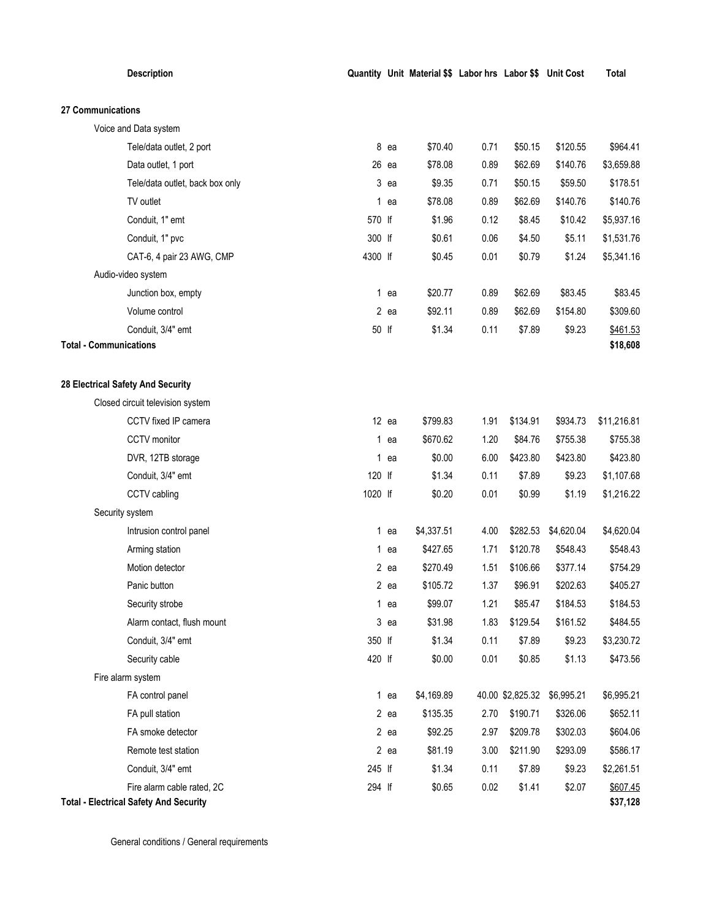| Description | Quantity | Unit | Material $$ | Labor hrs | Labor $$ | Unit Cost | Total |
|---|---|---|---|---|---|---|---|
| **27 Communications** | | | | | | | |
| Voice and Data system | | | | | | | |
| Tele/data outlet, 2 port | 8 | ea | $70.40 | 0.71 | $50.15 | $120.55 | $964.41 |
| Data outlet, 1 port | 26 | ea | $78.08 | 0.89 | $62.69 | $140.76 | $3,659.88 |
| Tele/data outlet, back box only | 3 | ea | $9.35 | 0.71 | $50.15 | $59.50 | $178.51 |
| TV outlet | 1 | ea | $78.08 | 0.89 | $62.69 | $140.76 | $140.76 |
| Conduit, 1" emt | 570 | lf | $1.96 | 0.12 | $8.45 | $10.42 | $5,937.16 |
| Conduit, 1" pvc | 300 | lf | $0.61 | 0.06 | $4.50 | $5.11 | $1,531.76 |
| CAT-6, 4 pair 23 AWG, CMP | 4300 | lf | $0.45 | 0.01 | $0.79 | $1.24 | $5,341.16 |
| Audio-video system | | | | | | | |
| Junction box, empty | 1 | ea | $20.77 | 0.89 | $62.69 | $83.45 | $83.45 |
| Volume control | 2 | ea | $92.11 | 0.89 | $62.69 | $154.80 | $309.60 |
| Conduit, 3/4" emt | 50 | lf | $1.34 | 0.11 | $7.89 | $9.23 | $461.53 |
| **Total - Communications** | | | | | | | **$18,608** |
| | | | | | | | |
| **28 Electrical Safety And Security** | | | | | | | |
| Closed circuit television system | | | | | | | |
| CCTV fixed IP camera | 12 | ea | $799.83 | 1.91 | $134.91 | $934.73 | $11,216.81 |
| CCTV monitor | 1 | ea | $670.62 | 1.20 | $84.76 | $755.38 | $755.38 |
| DVR, 12TB storage | 1 | ea | $0.00 | 6.00 | $423.80 | $423.80 | $423.80 |
| Conduit, 3/4" emt | 120 | lf | $1.34 | 0.11 | $7.89 | $9.23 | $1,107.68 |
| CCTV cabling | 1020 | lf | $0.20 | 0.01 | $0.99 | $1.19 | $1,216.22 |
| Security system | | | | | | | |
| Intrusion control panel | 1 | ea | $4,337.51 | 4.00 | $282.53 | $4,620.04 | $4,620.04 |
| Arming station | 1 | ea | $427.65 | 1.71 | $120.78 | $548.43 | $548.43 |
| Motion detector | 2 | ea | $270.49 | 1.51 | $106.66 | $377.14 | $754.29 |
| Panic button | 2 | ea | $105.72 | 1.37 | $96.91 | $202.63 | $405.27 |
| Security strobe | 1 | ea | $99.07 | 1.21 | $85.47 | $184.53 | $184.53 |
| Alarm contact, flush mount | 3 | ea | $31.98 | 1.83 | $129.54 | $161.52 | $484.55 |
| Conduit, 3/4" emt | 350 | lf | $1.34 | 0.11 | $7.89 | $9.23 | $3,230.72 |
| Security cable | 420 | lf | $0.00 | 0.01 | $0.85 | $1.13 | $473.56 |
| Fire alarm system | | | | | | | |
| FA control panel | 1 | ea | $4,169.89 | 40.00 | $2,825.32 | $6,995.21 | $6,995.21 |
| FA pull station | 2 | ea | $135.35 | 2.70 | $190.71 | $326.06 | $652.11 |
| FA smoke detector | 2 | ea | $92.25 | 2.97 | $209.78 | $302.03 | $604.06 |
| Remote test station | 2 | ea | $81.19 | 3.00 | $211.90 | $293.09 | $586.17 |
| Conduit, 3/4" emt | 245 | lf | $1.34 | 0.11 | $7.89 | $9.23 | $2,261.51 |
| Fire alarm cable rated, 2C | 294 | lf | $0.65 | 0.02 | $1.41 | $2.07 | $607.45 |
| **Total - Electrical Safety And Security** | | | | | | | **$37,128** |

General conditions / General requirements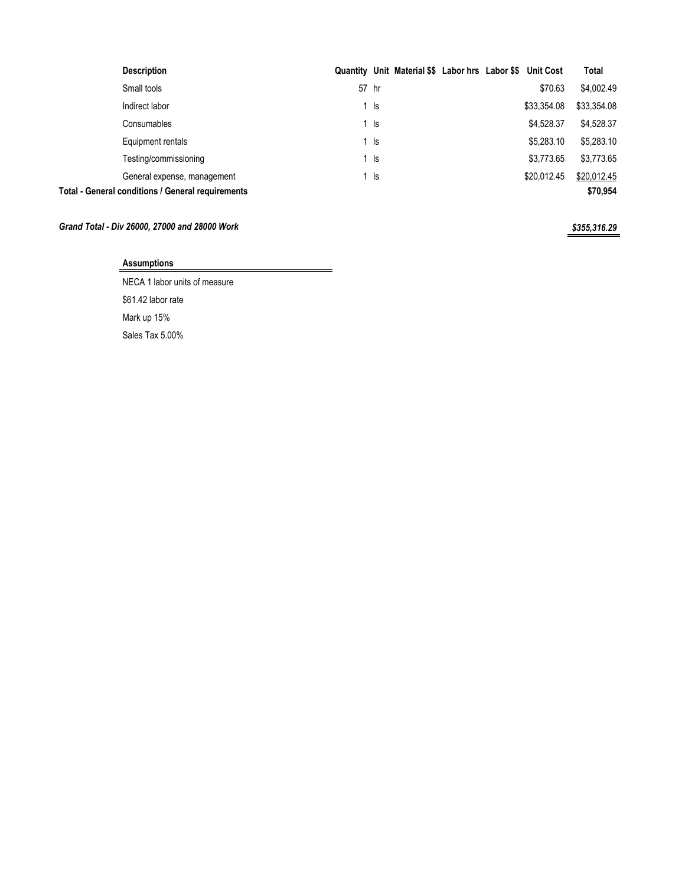| Description | Quantity | Unit | Material $$ | Labor hrs | Labor $$ | Unit Cost | Total |
|---|---|---|---|---|---|---|---|
| Small tools | 57 | hr | | | | $70.63 | $4,002.49 |
| Indirect labor | 1 | ls | | | | $33,354.08 | $33,354.08 |
| Consumables | 1 | ls | | | | $4,528.37 | $4,528.37 |
| Equipment rentals | 1 | ls | | | | $5,283.10 | $5,283.10 |
| Testing/commissioning | 1 | ls | | | | $3,773.65 | $3,773.65 |
| General expense, management | 1 | ls | | | | $20,012.45 | $20,012.45 |
| **Total - General conditions / General requirements** | | | | | | | **$70,954** |

***Grand Total - Div 26000, 27000 and 28000 Work*** ***$355,316.29***

**Assumptions**

NECA 1 labor units of measure

$61.42 labor rate

Mark up 15%

Sales Tax 5.00%